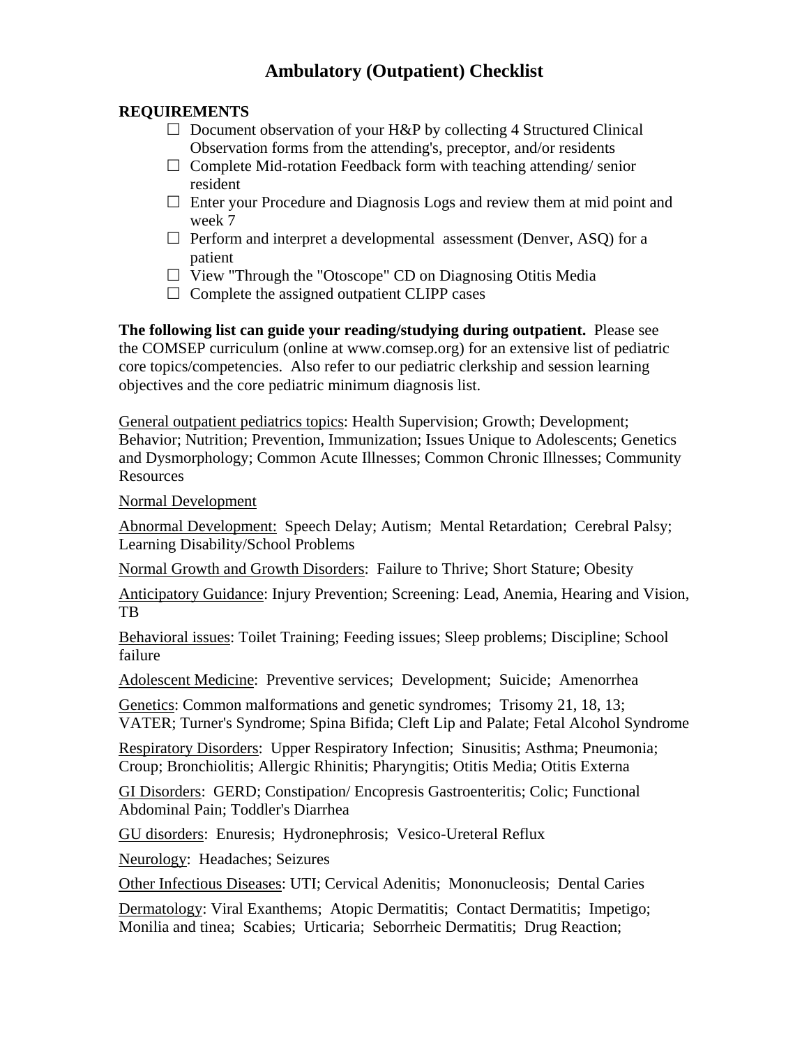# Ambulatory (Outpatient) Checklist

**REQUIREMENTS**

- ☐ Document observation of your H&P by collecting 4 Structured Clinical Observation forms from the attending's, preceptor, and/or residents
- ☐ Complete Mid-rotation Feedback form with teaching attending/ senior resident
- ☐ Enter your Procedure and Diagnosis Logs and review them at mid point and week 7
- ☐ Perform and interpret a developmental assessment (Denver, ASQ) for a patient
- ☐ View "Through the "Otoscope" CD on Diagnosing Otitis Media
- ☐ Complete the assigned outpatient CLIPP cases

**The following list can guide your reading/studying during outpatient.** Please see the COMSEP curriculum (online at www.comsep.org) for an extensive list of pediatric core topics/competencies. Also refer to our pediatric clerkship and session learning objectives and the core pediatric minimum diagnosis list.

<u>General outpatient pediatrics topics</u>: Health Supervision; Growth; Development; Behavior; Nutrition; Prevention, Immunization; Issues Unique to Adolescents; Genetics and Dysmorphology; Common Acute Illnesses; Common Chronic Illnesses; Community Resources

<u>Normal Development</u>

<u>Abnormal Development:</u> Speech Delay; Autism; Mental Retardation; Cerebral Palsy; Learning Disability/School Problems

<u>Normal Growth and Growth Disorders</u>: Failure to Thrive; Short Stature; Obesity

<u>Anticipatory Guidance</u>: Injury Prevention; Screening: Lead, Anemia, Hearing and Vision, TB

<u>Behavioral issues</u>: Toilet Training; Feeding issues; Sleep problems; Discipline; School failure

<u>Adolescent Medicine</u>: Preventive services; Development; Suicide; Amenorrhea

<u>Genetics</u>: Common malformations and genetic syndromes; Trisomy 21, 18, 13; VATER; Turner's Syndrome; Spina Bifida; Cleft Lip and Palate; Fetal Alcohol Syndrome

<u>Respiratory Disorders</u>: Upper Respiratory Infection; Sinusitis; Asthma; Pneumonia; Croup; Bronchiolitis; Allergic Rhinitis; Pharyngitis; Otitis Media; Otitis Externa

<u>GI Disorders</u>: GERD; Constipation/ Encopresis Gastroenteritis; Colic; Functional Abdominal Pain; Toddler's Diarrhea

<u>GU disorders</u>: Enuresis; Hydronephrosis; Vesico-Ureteral Reflux

<u>Neurology</u>: Headaches; Seizures

<u>Other Infectious Diseases</u>: UTI; Cervical Adenitis; Mononucleosis; Dental Caries

<u>Dermatology</u>: Viral Exanthems; Atopic Dermatitis; Contact Dermatitis; Impetigo; Monilia and tinea; Scabies; Urticaria; Seborrheic Dermatitis; Drug Reaction;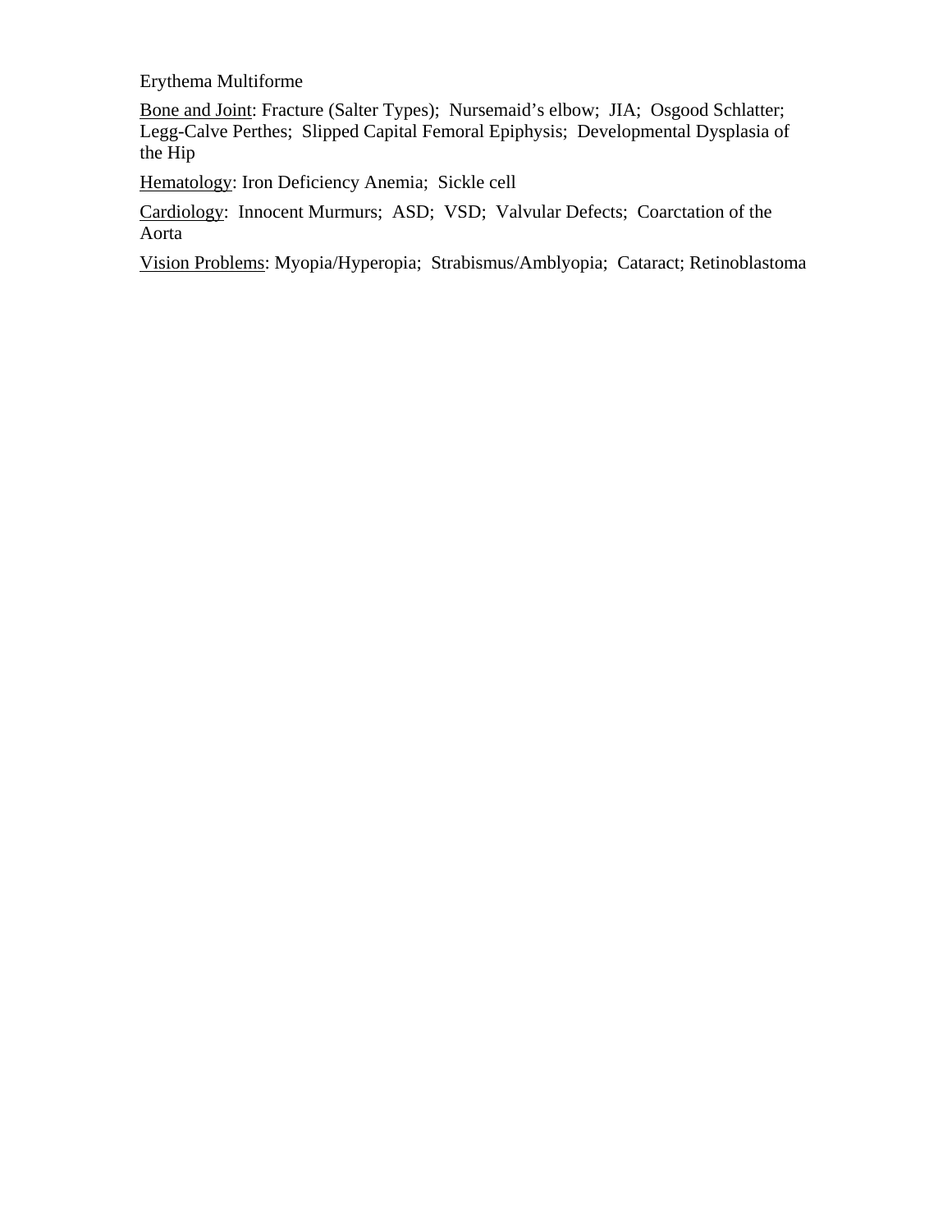Erythema Multiforme

<u>Bone and Joint</u>: Fracture (Salter Types); Nursemaid's elbow; JIA; Osgood Schlatter; Legg-Calve Perthes; Slipped Capital Femoral Epiphysis; Developmental Dysplasia of the Hip

<u>Hematology</u>: Iron Deficiency Anemia; Sickle cell

<u>Cardiology</u>: Innocent Murmurs; ASD; VSD; Valvular Defects; Coarctation of the Aorta

<u>Vision Problems</u>: Myopia/Hyperopia; Strabismus/Amblyopia; Cataract; Retinoblastoma